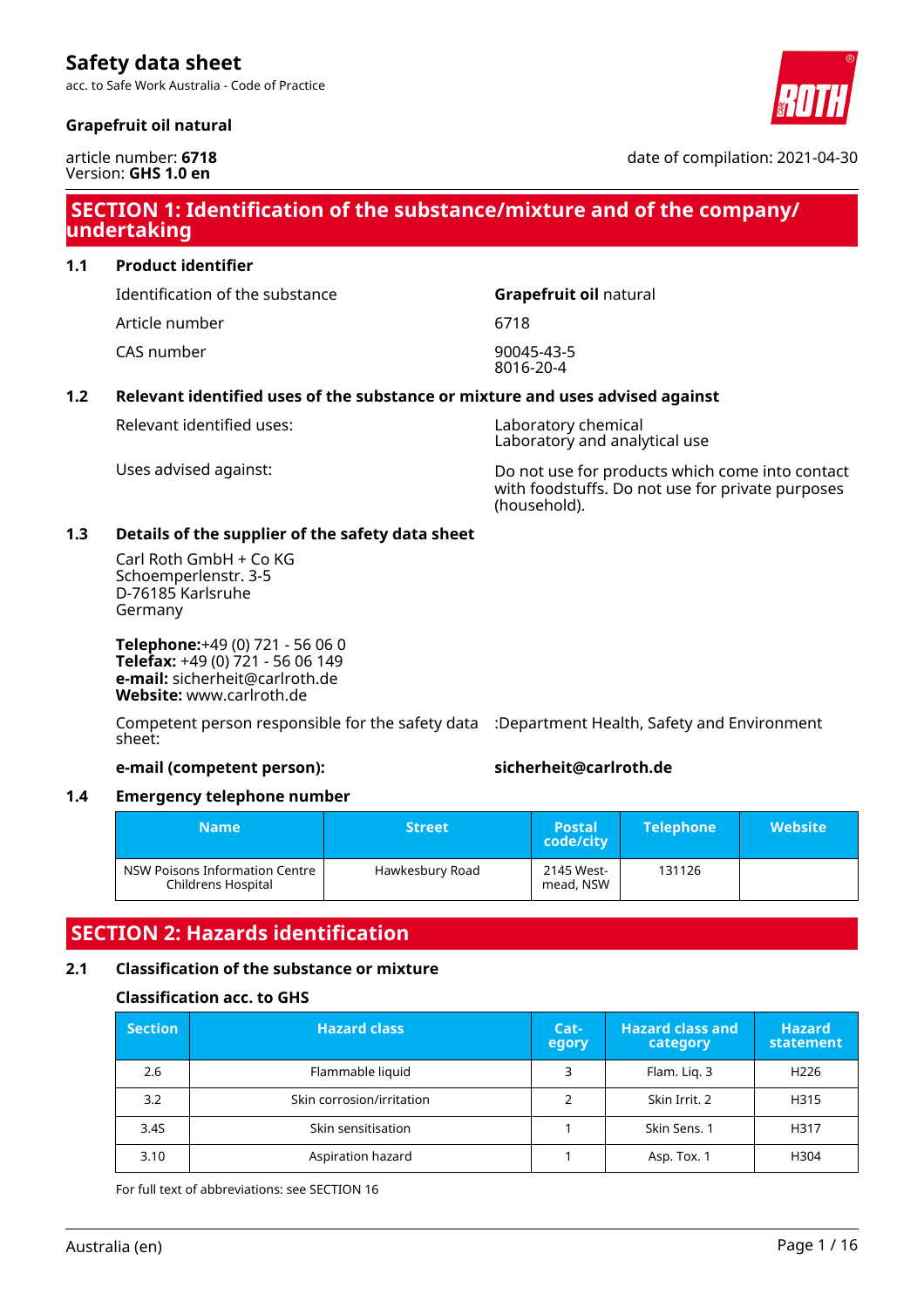# Safety data sheet

acc. to Safe Work Australia - Code of Practice

**Grapefruit oil natural**

article number: **6718**
Version: **GHS 1.0 en**

date of compilation: 2021-04-30

## SECTION 1: Identification of the substance/mixture and of the company/undertaking

### 1.1 Product identifier

| | |
|---|---|
| Identification of the substance | **Grapefruit oil** natural |
| Article number | 6718 |
| CAS number | 90045-43-5<br>8016-20-4 |

### 1.2 Relevant identified uses of the substance or mixture and uses advised against

| | |
|---|---|
| Relevant identified uses: | Laboratory chemical<br>Laboratory and analytical use |
| Uses advised against: | Do not use for products which come into contact with foodstuffs. Do not use for private purposes (household). |

### 1.3 Details of the supplier of the safety data sheet

Carl Roth GmbH + Co KG
Schoemperlenstr. 3-5
D-76185 Karlsruhe
Germany

**Telephone:**+49 (0) 721 - 56 06 0
**Telefax:** +49 (0) 721 - 56 06 149
**e-mail:** sicherheit@carlroth.de
**Website:** www.carlroth.de

| | |
|---|---|
| Competent person responsible for the safety data sheet: | :Department Health, Safety and Environment |
| **e-mail (competent person):** | **sicherheit@carlroth.de** |

### 1.4 Emergency telephone number

| Name | Street | Postal code/city | Telephone | Website |
|---|---|---|---|---|
| NSW Poisons Information Centre Childrens Hospital | Hawkesbury Road | 2145 Westmead, NSW | 131126 | |

## SECTION 2: Hazards identification

### 2.1 Classification of the substance or mixture

#### Classification acc. to GHS

| Section | Hazard class | Category | Hazard class and category | Hazard statement |
|---|---|---|---|---|
| 2.6 | Flammable liquid | 3 | Flam. Liq. 3 | H226 |
| 3.2 | Skin corrosion/irritation | 2 | Skin Irrit. 2 | H315 |
| 3.4S | Skin sensitisation | 1 | Skin Sens. 1 | H317 |
| 3.10 | Aspiration hazard | 1 | Asp. Tox. 1 | H304 |

For full text of abbreviations: see SECTION 16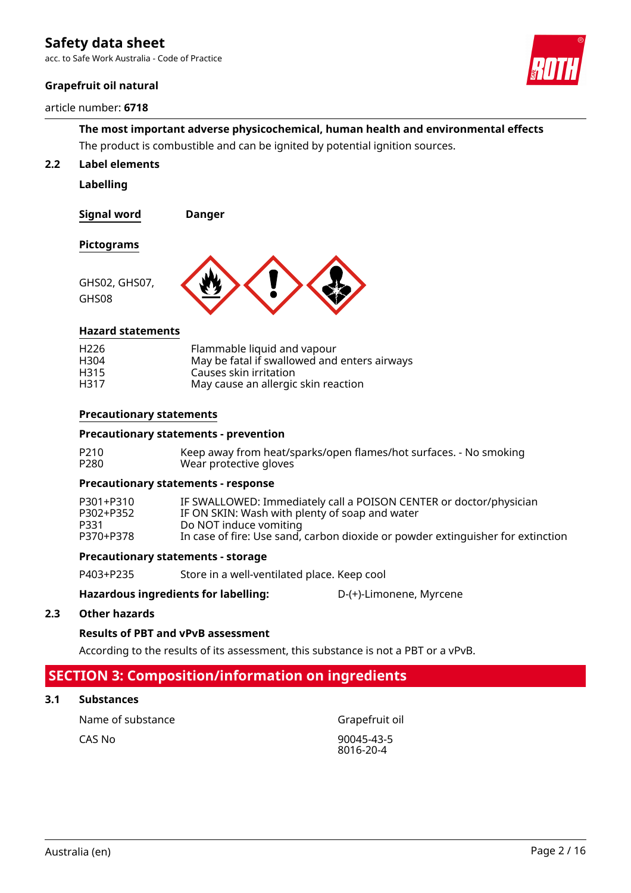**The most important adverse physicochemical, human health and environmental effects**

The product is combustible and can be ignited by potential ignition sources.

### 2.2 Label elements

**Labelling**

**Signal word** **Danger**

**Pictograms**

GHS02, GHS07, GHS08

**Hazard statements**

| | |
|---|---|
| H226 | Flammable liquid and vapour |
| H304 | May be fatal if swallowed and enters airways |
| H315 | Causes skin irritation |
| H317 | May cause an allergic skin reaction |

**Precautionary statements**

**Precautionary statements - prevention**

| | |
|---|---|
| P210 | Keep away from heat/sparks/open flames/hot surfaces. - No smoking |
| P280 | Wear protective gloves |

**Precautionary statements - response**

| | |
|---|---|
| P301+P310 | IF SWALLOWED: Immediately call a POISON CENTER or doctor/physician |
| P302+P352 | IF ON SKIN: Wash with plenty of soap and water |
| P331 | Do NOT induce vomiting |
| P370+P378 | In case of fire: Use sand, carbon dioxide or powder extinguisher for extinction |

**Precautionary statements - storage**

| | |
|---|---|
| P403+P235 | Store in a well-ventilated place. Keep cool |

**Hazardous ingredients for labelling:** D-(+)-Limonene, Myrcene

### 2.3 Other hazards

**Results of PBT and vPvB assessment**

According to the results of its assessment, this substance is not a PBT or a vPvB.

## SECTION 3: Composition/information on ingredients

### 3.1 Substances

| | |
|---|---|
| Name of substance | Grapefruit oil |
| CAS No | 90045-43-5<br>8016-20-4 |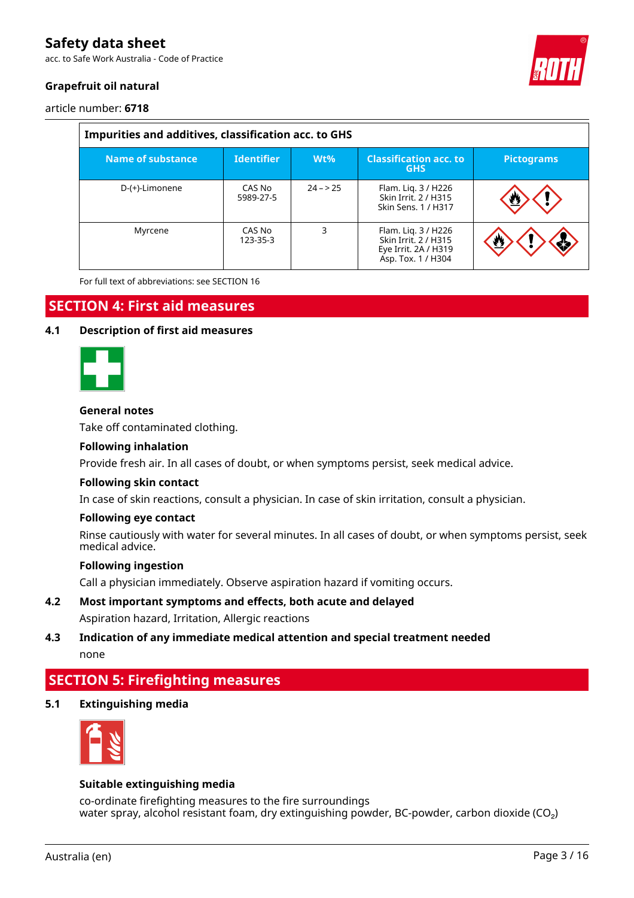| Impurities and additives, classification acc. to GHS | | | | |
|---|---|---|---|---|
| **Name of substance** | **Identifier** | **Wt%** | **Classification acc. to GHS** | **Pictograms** |
| D-(+)-Limonene | CAS No 5989-27-5 | 24 – > 25 | Flam. Liq. 3 / H226 Skin Irrit. 2 / H315 Skin Sens. 1 / H317 | |
| Myrcene | CAS No 123-35-3 | 3 | Flam. Liq. 3 / H226 Skin Irrit. 2 / H315 Eye Irrit. 2A / H319 Asp. Tox. 1 / H304 | |

For full text of abbreviations: see SECTION 16

## SECTION 4: First aid measures

### 4.1 Description of first aid measures

**General notes**

Take off contaminated clothing.

**Following inhalation**

Provide fresh air. In all cases of doubt, or when symptoms persist, seek medical advice.

**Following skin contact**

In case of skin reactions, consult a physician. In case of skin irritation, consult a physician.

**Following eye contact**

Rinse cautiously with water for several minutes. In all cases of doubt, or when symptoms persist, seek medical advice.

**Following ingestion**

Call a physician immediately. Observe aspiration hazard if vomiting occurs.

### 4.2 Most important symptoms and effects, both acute and delayed

Aspiration hazard, Irritation, Allergic reactions

### 4.3 Indication of any immediate medical attention and special treatment needed

none

## SECTION 5: Firefighting measures

### 5.1 Extinguishing media

**Suitable extinguishing media**

co-ordinate firefighting measures to the fire surroundings
water spray, alcohol resistant foam, dry extinguishing powder, BC-powder, carbon dioxide ($CO_2$)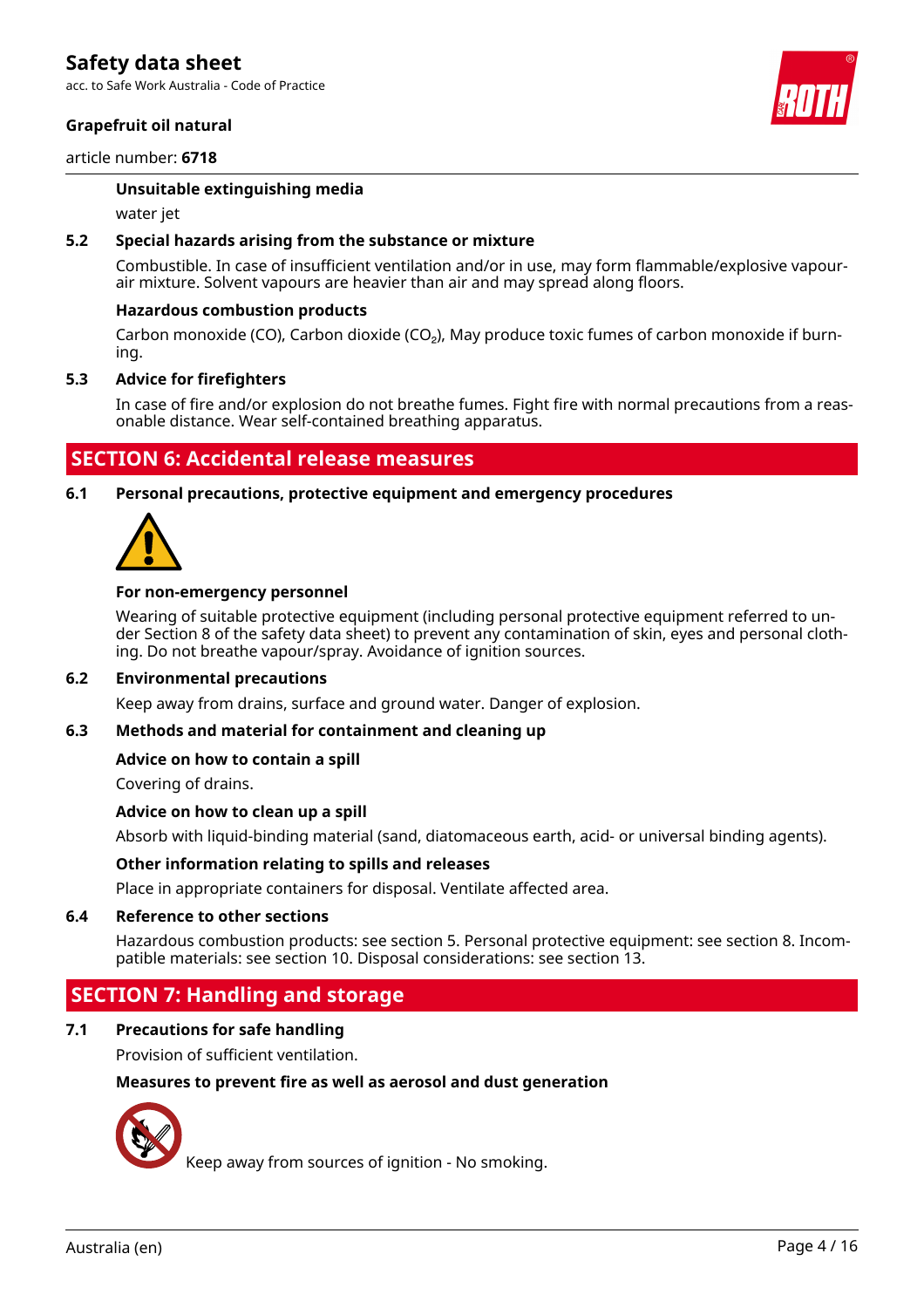**Unsuitable extinguishing media**

water jet

**5.2 Special hazards arising from the substance or mixture**

Combustible. In case of insufficient ventilation and/or in use, may form flammable/explosive vapour-air mixture. Solvent vapours are heavier than air and may spread along floors.

**Hazardous combustion products**

Carbon monoxide (CO), Carbon dioxide ($CO_2$), May produce toxic fumes of carbon monoxide if burning.

**5.3 Advice for firefighters**

In case of fire and/or explosion do not breathe fumes. Fight fire with normal precautions from a reasonable distance. Wear self-contained breathing apparatus.

## SECTION 6: Accidental release measures

**6.1 Personal precautions, protective equipment and emergency procedures**

**For non-emergency personnel**

Wearing of suitable protective equipment (including personal protective equipment referred to under Section 8 of the safety data sheet) to prevent any contamination of skin, eyes and personal clothing. Do not breathe vapour/spray. Avoidance of ignition sources.

**6.2 Environmental precautions**

Keep away from drains, surface and ground water. Danger of explosion.

**6.3 Methods and material for containment and cleaning up**

**Advice on how to contain a spill**

Covering of drains.

**Advice on how to clean up a spill**

Absorb with liquid-binding material (sand, diatomaceous earth, acid- or universal binding agents).

**Other information relating to spills and releases**

Place in appropriate containers for disposal. Ventilate affected area.

**6.4 Reference to other sections**

Hazardous combustion products: see section 5. Personal protective equipment: see section 8. Incompatible materials: see section 10. Disposal considerations: see section 13.

## SECTION 7: Handling and storage

**7.1 Precautions for safe handling**

Provision of sufficient ventilation.

**Measures to prevent fire as well as aerosol and dust generation**

Keep away from sources of ignition - No smoking.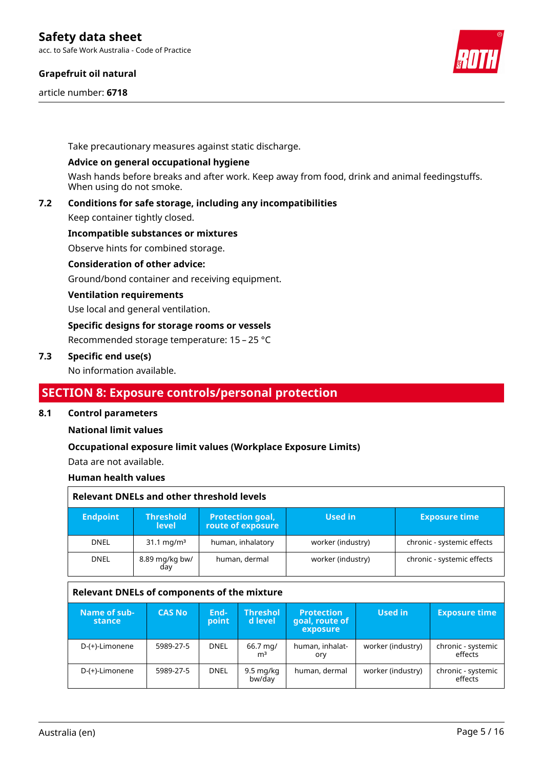Take precautionary measures against static discharge.

**Advice on general occupational hygiene**

Wash hands before breaks and after work. Keep away from food, drink and animal feedingstuffs. When using do not smoke.

### 7.2 Conditions for safe storage, including any incompatibilities

Keep container tightly closed.

**Incompatible substances or mixtures**

Observe hints for combined storage.

**Consideration of other advice:**

Ground/bond container and receiving equipment.

**Ventilation requirements**

Use local and general ventilation.

**Specific designs for storage rooms or vessels**

Recommended storage temperature: 15 – 25 °C

### 7.3 Specific end use(s)

No information available.

## SECTION 8: Exposure controls/personal protection

### 8.1 Control parameters

**National limit values**

**Occupational exposure limit values (Workplace Exposure Limits)**

Data are not available.

**Human health values**

**Relevant DNELs and other threshold levels**

| Endpoint | Threshold level | Protection goal, route of exposure | Used in | Exposure time |
|---|---|---|---|---|
| DNEL | 31.1 mg/m³ | human, inhalatory | worker (industry) | chronic - systemic effects |
| DNEL | 8.89 mg/kg bw/day | human, dermal | worker (industry) | chronic - systemic effects |

**Relevant DNELs of components of the mixture**

| Name of substance | CAS No | Endpoint | Threshold level | Protection goal, route of exposure | Used in | Exposure time |
|---|---|---|---|---|---|---|
| D-(+)-Limonene | 5989-27-5 | DNEL | 66.7 mg/m³ | human, inhalatory | worker (industry) | chronic - systemic effects |
| D-(+)-Limonene | 5989-27-5 | DNEL | 9.5 mg/kg bw/day | human, dermal | worker (industry) | chronic - systemic effects |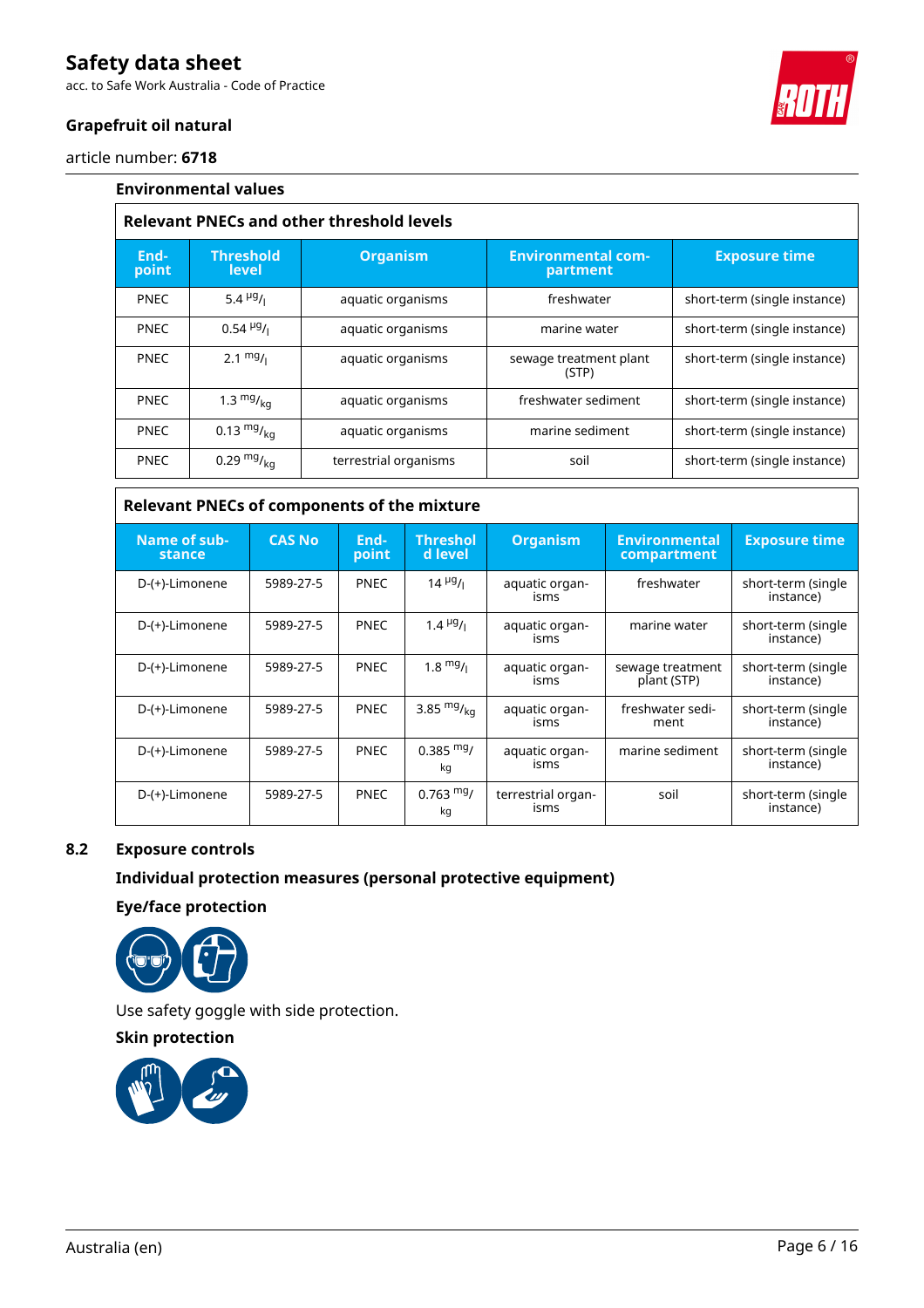### Environmental values

**Relevant PNECs and other threshold levels**

| End-point | Threshold level | Organism | Environmental com-partment | Exposure time |
|---|---|---|---|---|
| PNEC | 5.4 $^{\mu g}/_{l}$ | aquatic organisms | freshwater | short-term (single instance) |
| PNEC | 0.54 $^{\mu g}/_{l}$ | aquatic organisms | marine water | short-term (single instance) |
| PNEC | 2.1 $^{mg}/_{l}$ | aquatic organisms | sewage treatment plant (STP) | short-term (single instance) |
| PNEC | 1.3 $^{mg}/_{kg}$ | aquatic organisms | freshwater sediment | short-term (single instance) |
| PNEC | 0.13 $^{mg}/_{kg}$ | aquatic organisms | marine sediment | short-term (single instance) |
| PNEC | 0.29 $^{mg}/_{kg}$ | terrestrial organisms | soil | short-term (single instance) |

**Relevant PNECs of components of the mixture**

| Name of sub-stance | CAS No | End-point | Threshold level | Organism | Environmental compartment | Exposure time |
|---|---|---|---|---|---|---|
| D-(+)-Limonene | 5989-27-5 | PNEC | 14 $^{\mu g}/_{l}$ | aquatic organisms | freshwater | short-term (single instance) |
| D-(+)-Limonene | 5989-27-5 | PNEC | 1.4 $^{\mu g}/_{l}$ | aquatic organisms | marine water | short-term (single instance) |
| D-(+)-Limonene | 5989-27-5 | PNEC | 1.8 $^{mg}/_{l}$ | aquatic organisms | sewage treatment plant (STP) | short-term (single instance) |
| D-(+)-Limonene | 5989-27-5 | PNEC | 3.85 $^{mg}/_{kg}$ | aquatic organisms | freshwater sediment | short-term (single instance) |
| D-(+)-Limonene | 5989-27-5 | PNEC | 0.385 $^{mg}/_{kg}$ | aquatic organisms | marine sediment | short-term (single instance) |
| D-(+)-Limonene | 5989-27-5 | PNEC | 0.763 $^{mg}/_{kg}$ | terrestrial organisms | soil | short-term (single instance) |

## 8.2 Exposure controls

### Individual protection measures (personal protective equipment)

#### Eye/face protection

Use safety goggle with side protection.

#### Skin protection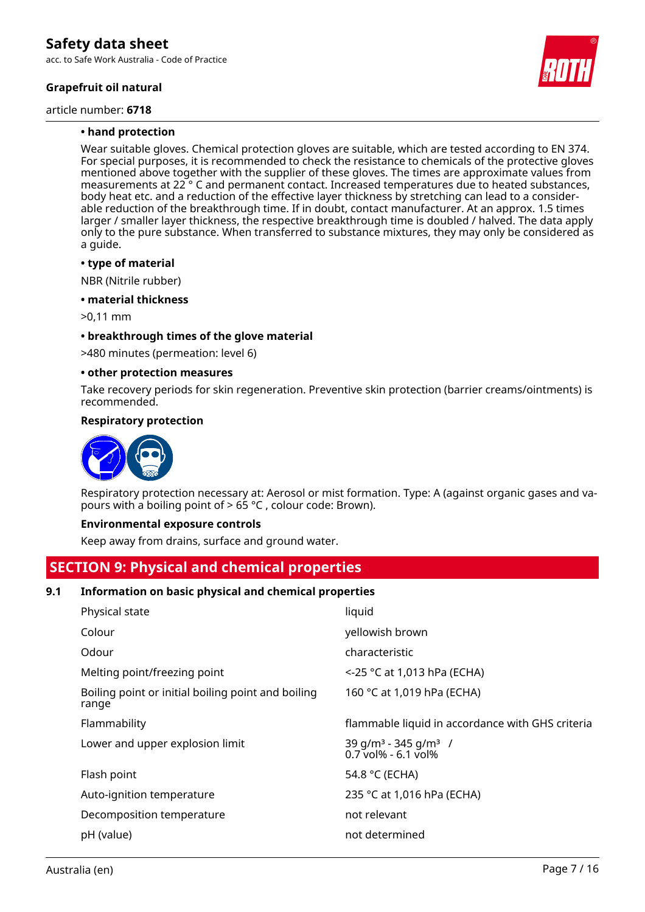**• hand protection**

Wear suitable gloves. Chemical protection gloves are suitable, which are tested according to EN 374. For special purposes, it is recommended to check the resistance to chemicals of the protective gloves mentioned above together with the supplier of these gloves. The times are approximate values from measurements at 22 ° C and permanent contact. Increased temperatures due to heated substances, body heat etc. and a reduction of the effective layer thickness by stretching can lead to a considerable reduction of the breakthrough time. If in doubt, contact manufacturer. At an approx. 1.5 times larger / smaller layer thickness, the respective breakthrough time is doubled / halved. The data apply only to the pure substance. When transferred to substance mixtures, they may only be considered as a guide.

**• type of material**

NBR (Nitrile rubber)

**• material thickness**

>0,11 mm

**• breakthrough times of the glove material**

>480 minutes (permeation: level 6)

**• other protection measures**

Take recovery periods for skin regeneration. Preventive skin protection (barrier creams/ointments) is recommended.

**Respiratory protection**

Respiratory protection necessary at: Aerosol or mist formation. Type: A (against organic gases and vapours with a boiling point of > 65 °C , colour code: Brown).

**Environmental exposure controls**

Keep away from drains, surface and ground water.

## SECTION 9: Physical and chemical properties

### 9.1 Information on basic physical and chemical properties

| Property | Value |
|---|---|
| Physical state | liquid |
| Colour | yellowish brown |
| Odour | characteristic |
| Melting point/freezing point | <-25 °C at 1,013 hPa (ECHA) |
| Boiling point or initial boiling point and boiling range | 160 °C at 1,019 hPa (ECHA) |
| Flammability | flammable liquid in accordance with GHS criteria |
| Lower and upper explosion limit | 39 g/m³ - 345 g/m³ / 0.7 vol% - 6.1 vol% |
| Flash point | 54.8 °C (ECHA) |
| Auto-ignition temperature | 235 °C at 1,016 hPa (ECHA) |
| Decomposition temperature | not relevant |
| pH (value) | not determined |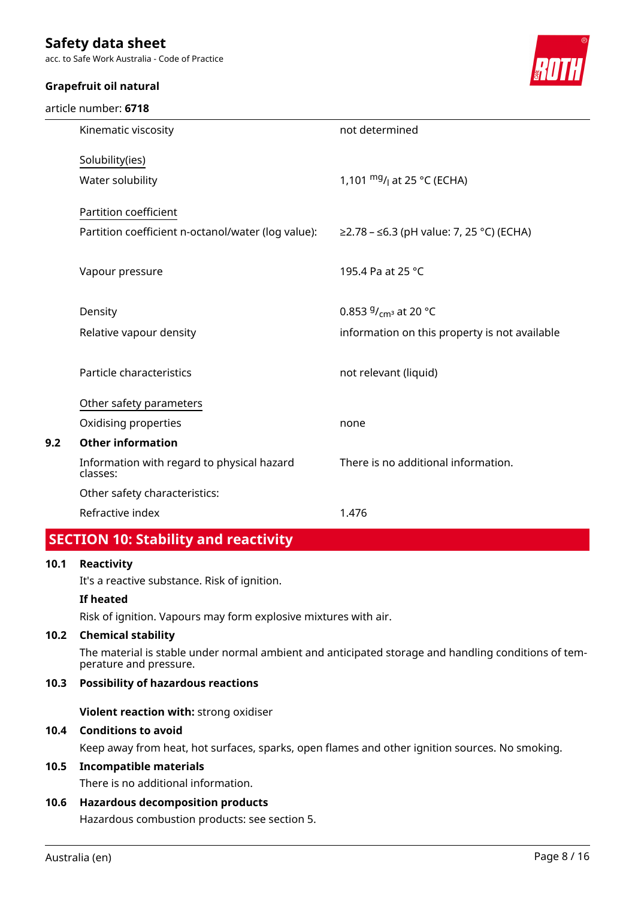| | |
|---|---|
| Kinematic viscosity | not determined |
| Solubility(ies) | |
| Water solubility | 1,101 $^{mg}/_{l}$ at 25 °C (ECHA) |
| Partition coefficient | |
| Partition coefficient n-octanol/water (log value): | ≥2.78 – ≤6.3 (pH value: 7, 25 °C) (ECHA) |
| Vapour pressure | 195.4 Pa at 25 °C |
| Density | 0.853 $^{g}/_{cm^3}$ at 20 °C |
| Relative vapour density | information on this property is not available |
| Particle characteristics | not relevant (liquid) |
| Other safety parameters | |
| Oxidising properties | none |

### 9.2 Other information

| | |
|---|---|
| Information with regard to physical hazard classes: | There is no additional information. |
| Other safety characteristics: | |
| Refractive index | 1.476 |

## SECTION 10: Stability and reactivity

### 10.1 Reactivity

It's a reactive substance. Risk of ignition.

**If heated**

Risk of ignition. Vapours may form explosive mixtures with air.

### 10.2 Chemical stability

The material is stable under normal ambient and anticipated storage and handling conditions of temperature and pressure.

### 10.3 Possibility of hazardous reactions

**Violent reaction with:** strong oxidiser

### 10.4 Conditions to avoid

Keep away from heat, hot surfaces, sparks, open flames and other ignition sources. No smoking.

### 10.5 Incompatible materials

There is no additional information.

### 10.6 Hazardous decomposition products

Hazardous combustion products: see section 5.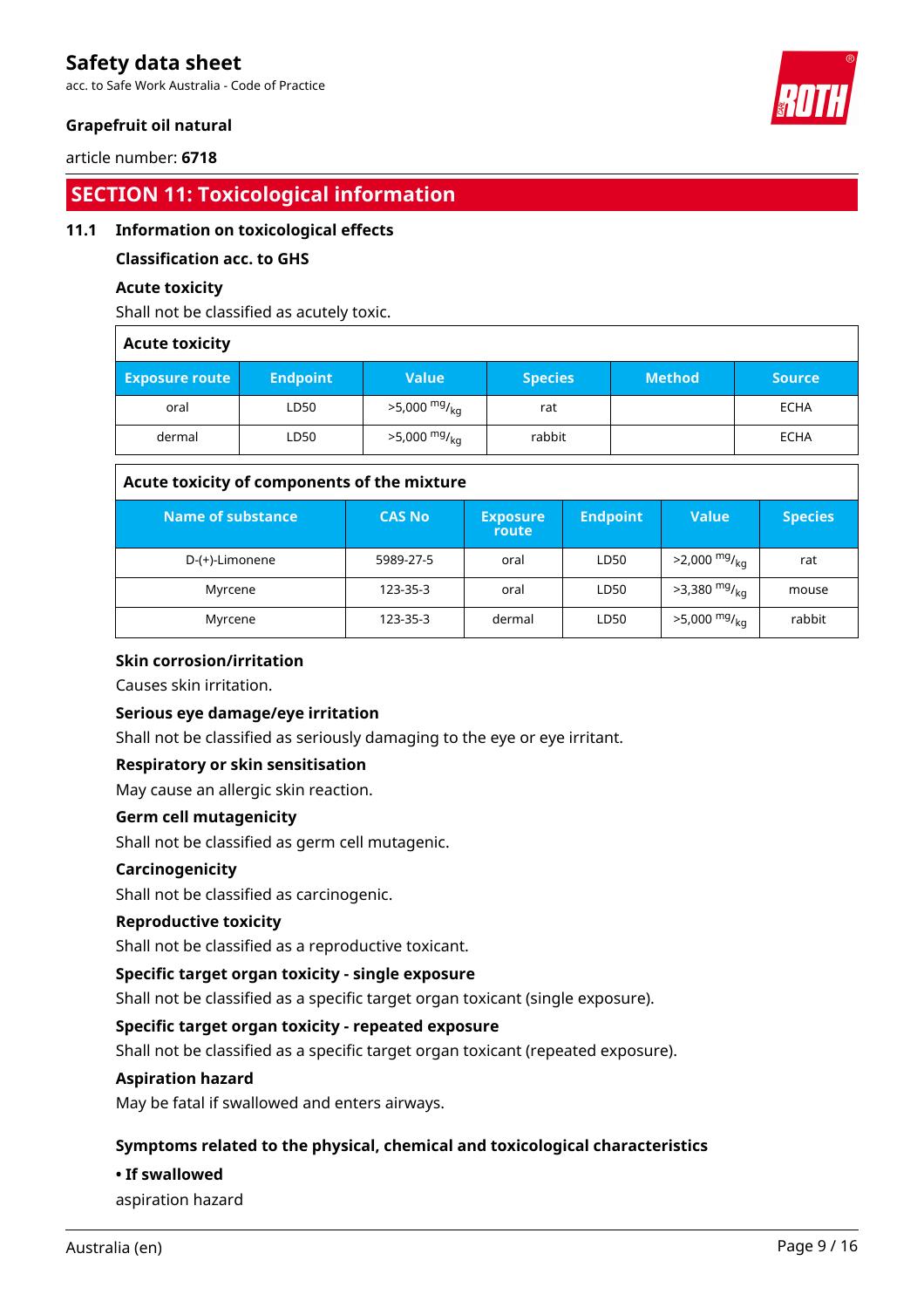## SECTION 11: Toxicological information

### 11.1 Information on toxicological effects

**Classification acc. to GHS**

**Acute toxicity**

Shall not be classified as acutely toxic.

**Acute toxicity**

| Exposure route | Endpoint | Value | Species | Method | Source |
|---|---|---|---|---|---|
| oral | LD50 | >5,000 $^{mg}/_{kg}$ | rat | | ECHA |
| dermal | LD50 | >5,000 $^{mg}/_{kg}$ | rabbit | | ECHA |

**Acute toxicity of components of the mixture**

| Name of substance | CAS No | Exposure route | Endpoint | Value | Species |
|---|---|---|---|---|---|
| D-(+)-Limonene | 5989-27-5 | oral | LD50 | >2,000 $^{mg}/_{kg}$ | rat |
| Myrcene | 123-35-3 | oral | LD50 | >3,380 $^{mg}/_{kg}$ | mouse |
| Myrcene | 123-35-3 | dermal | LD50 | >5,000 $^{mg}/_{kg}$ | rabbit |

**Skin corrosion/irritation**

Causes skin irritation.

**Serious eye damage/eye irritation**

Shall not be classified as seriously damaging to the eye or eye irritant.

**Respiratory or skin sensitisation**

May cause an allergic skin reaction.

**Germ cell mutagenicity**

Shall not be classified as germ cell mutagenic.

**Carcinogenicity**

Shall not be classified as carcinogenic.

**Reproductive toxicity**

Shall not be classified as a reproductive toxicant.

**Specific target organ toxicity - single exposure**

Shall not be classified as a specific target organ toxicant (single exposure).

**Specific target organ toxicity - repeated exposure**

Shall not be classified as a specific target organ toxicant (repeated exposure).

**Aspiration hazard**

May be fatal if swallowed and enters airways.

**Symptoms related to the physical, chemical and toxicological characteristics**

**• If swallowed**

aspiration hazard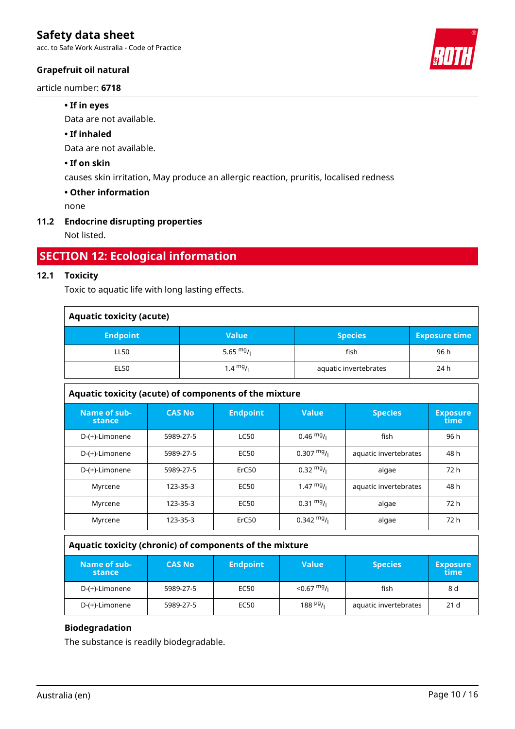• **If in eyes**

Data are not available.

• **If inhaled**

Data are not available.

• **If on skin**

causes skin irritation, May produce an allergic reaction, pruritis, localised redness

• **Other information**

none

### 11.2 Endocrine disrupting properties

Not listed.

## SECTION 12: Ecological information

### 12.1 Toxicity

Toxic to aquatic life with long lasting effects.

**Aquatic toxicity (acute)**

| Endpoint | Value | Species | Exposure time |
|---|---|---|---|
| LL50 | 5.65 mg/l | fish | 96 h |
| EL50 | 1.4 mg/l | aquatic invertebrates | 24 h |

**Aquatic toxicity (acute) of components of the mixture**

| Name of substance | CAS No | Endpoint | Value | Species | Exposure time |
|---|---|---|---|---|---|
| D-(+)-Limonene | 5989-27-5 | LC50 | 0.46 mg/l | fish | 96 h |
| D-(+)-Limonene | 5989-27-5 | EC50 | 0.307 mg/l | aquatic invertebrates | 48 h |
| D-(+)-Limonene | 5989-27-5 | ErC50 | 0.32 mg/l | algae | 72 h |
| Myrcene | 123-35-3 | EC50 | 1.47 mg/l | aquatic invertebrates | 48 h |
| Myrcene | 123-35-3 | EC50 | 0.31 mg/l | algae | 72 h |
| Myrcene | 123-35-3 | ErC50 | 0.342 mg/l | algae | 72 h |

**Aquatic toxicity (chronic) of components of the mixture**

| Name of substance | CAS No | Endpoint | Value | Species | Exposure time |
|---|---|---|---|---|---|
| D-(+)-Limonene | 5989-27-5 | EC50 | <0.67 mg/l | fish | 8 d |
| D-(+)-Limonene | 5989-27-5 | EC50 | 188 µg/l | aquatic invertebrates | 21 d |

**Biodegradation**

The substance is readily biodegradable.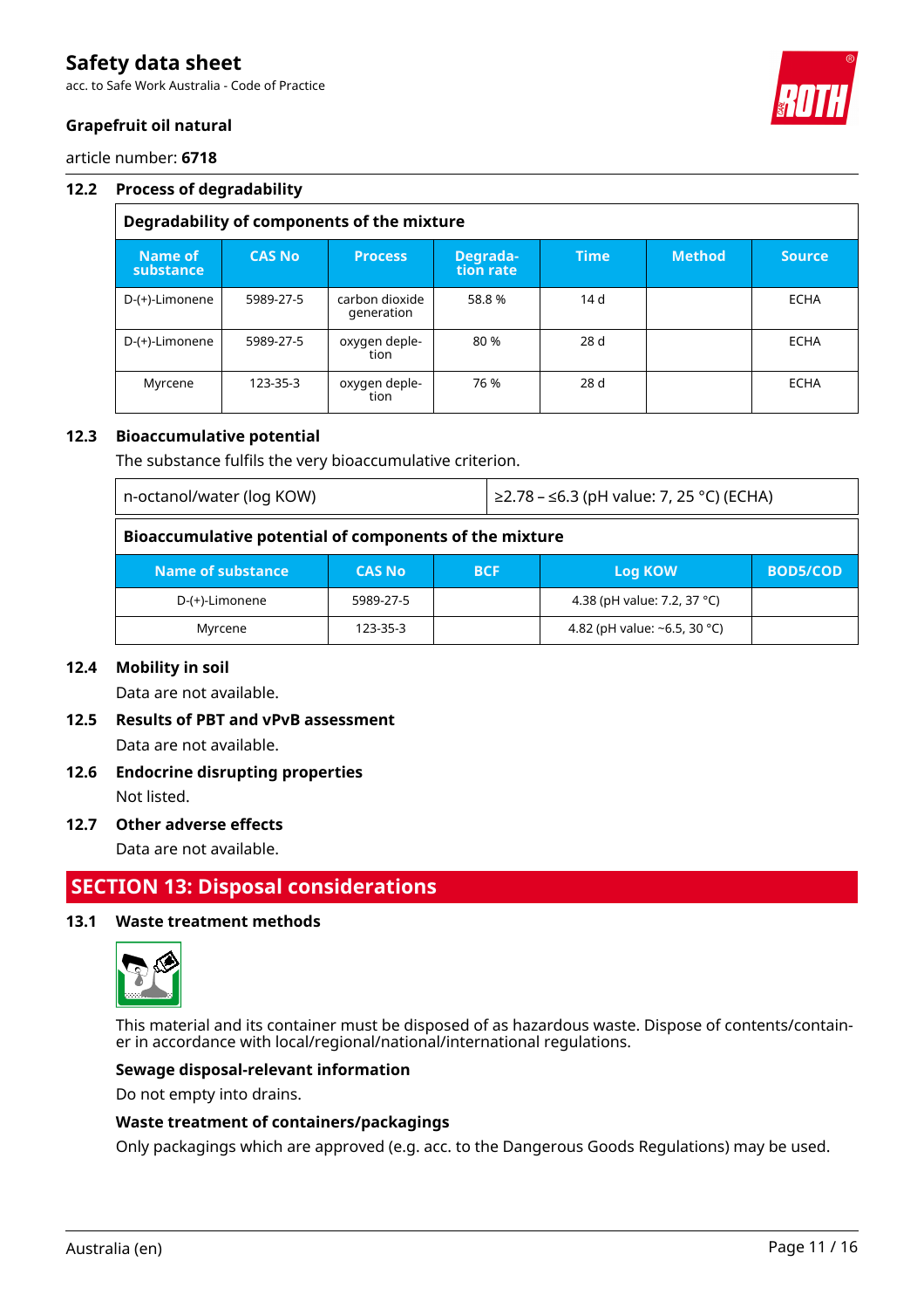### 12.2 Process of degradability

| Degradability of components of the mixture | | | | | | |
|---|---|---|---|---|---|---|
| **Name of substance** | **CAS No** | **Process** | **Degradation rate** | **Time** | **Method** | **Source** |
| D-(+)-Limonene | 5989-27-5 | carbon dioxide generation | 58.8 % | 14 d | | ECHA |
| D-(+)-Limonene | 5989-27-5 | oxygen depletion | 80 % | 28 d | | ECHA |
| Myrcene | 123-35-3 | oxygen depletion | 76 % | 28 d | | ECHA |

### 12.3 Bioaccumulative potential

The substance fulfils the very bioaccumulative criterion.

| | |
|---|---|
| n-octanol/water (log KOW) | ≥2.78 – ≤6.3 (pH value: 7, 25 °C) (ECHA) |

| Bioaccumulative potential of components of the mixture | | | | |
|---|---|---|---|---|
| **Name of substance** | **CAS No** | **BCF** | **Log KOW** | **BOD5/COD** |
| D-(+)-Limonene | 5989-27-5 | | 4.38 (pH value: 7.2, 37 °C) | |
| Myrcene | 123-35-3 | | 4.82 (pH value: ~6.5, 30 °C) | |

### 12.4 Mobility in soil

Data are not available.

### 12.5 Results of PBT and vPvB assessment

Data are not available.

### 12.6 Endocrine disrupting properties

Not listed.

### 12.7 Other adverse effects

Data are not available.

## SECTION 13: Disposal considerations

### 13.1 Waste treatment methods

This material and its container must be disposed of as hazardous waste. Dispose of contents/container in accordance with local/regional/national/international regulations.

**Sewage disposal-relevant information**

Do not empty into drains.

**Waste treatment of containers/packagings**

Only packagings which are approved (e.g. acc. to the Dangerous Goods Regulations) may be used.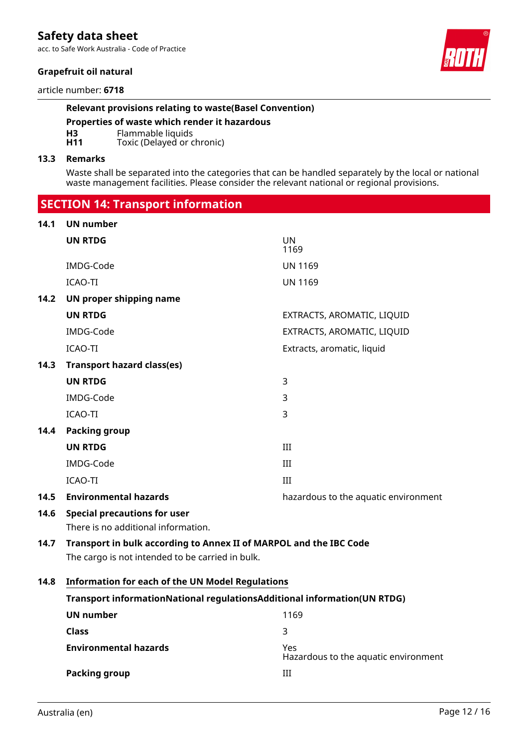**Relevant provisions relating to waste(Basel Convention)**

**Properties of waste which render it hazardous**

| | |
|---|---|
| **H3** | Flammable liquids |
| **H11** | Toxic (Delayed or chronic) |

### 13.3 Remarks

Waste shall be separated into the categories that can be handled separately by the local or national waste management facilities. Please consider the relevant national or regional provisions.

## SECTION 14: Transport information

### 14.1 UN number

| | |
|---|---|
| **UN RTDG** | UN 1169 |
| IMDG-Code | UN 1169 |
| ICAO-TI | UN 1169 |

### 14.2 UN proper shipping name

| | |
|---|---|
| **UN RTDG** | EXTRACTS, AROMATIC, LIQUID |
| IMDG-Code | EXTRACTS, AROMATIC, LIQUID |
| ICAO-TI | Extracts, aromatic, liquid |

### 14.3 Transport hazard class(es)

| | |
|---|---|
| **UN RTDG** | 3 |
| IMDG-Code | 3 |
| ICAO-TI | 3 |

### 14.4 Packing group

| | |
|---|---|
| **UN RTDG** | III |
| IMDG-Code | III |
| ICAO-TI | III |

### 14.5 Environmental hazards

hazardous to the aquatic environment

### 14.6 Special precautions for user

There is no additional information.

### 14.7 Transport in bulk according to Annex II of MARPOL and the IBC Code

The cargo is not intended to be carried in bulk.

### 14.8 Information for each of the UN Model Regulations

**Transport informationNational regulationsAdditional information(UN RTDG)**

| | |
|---|---|
| **UN number** | 1169 |
| **Class** | 3 |
| **Environmental hazards** | Yes<br>Hazardous to the aquatic environment |
| **Packing group** | III |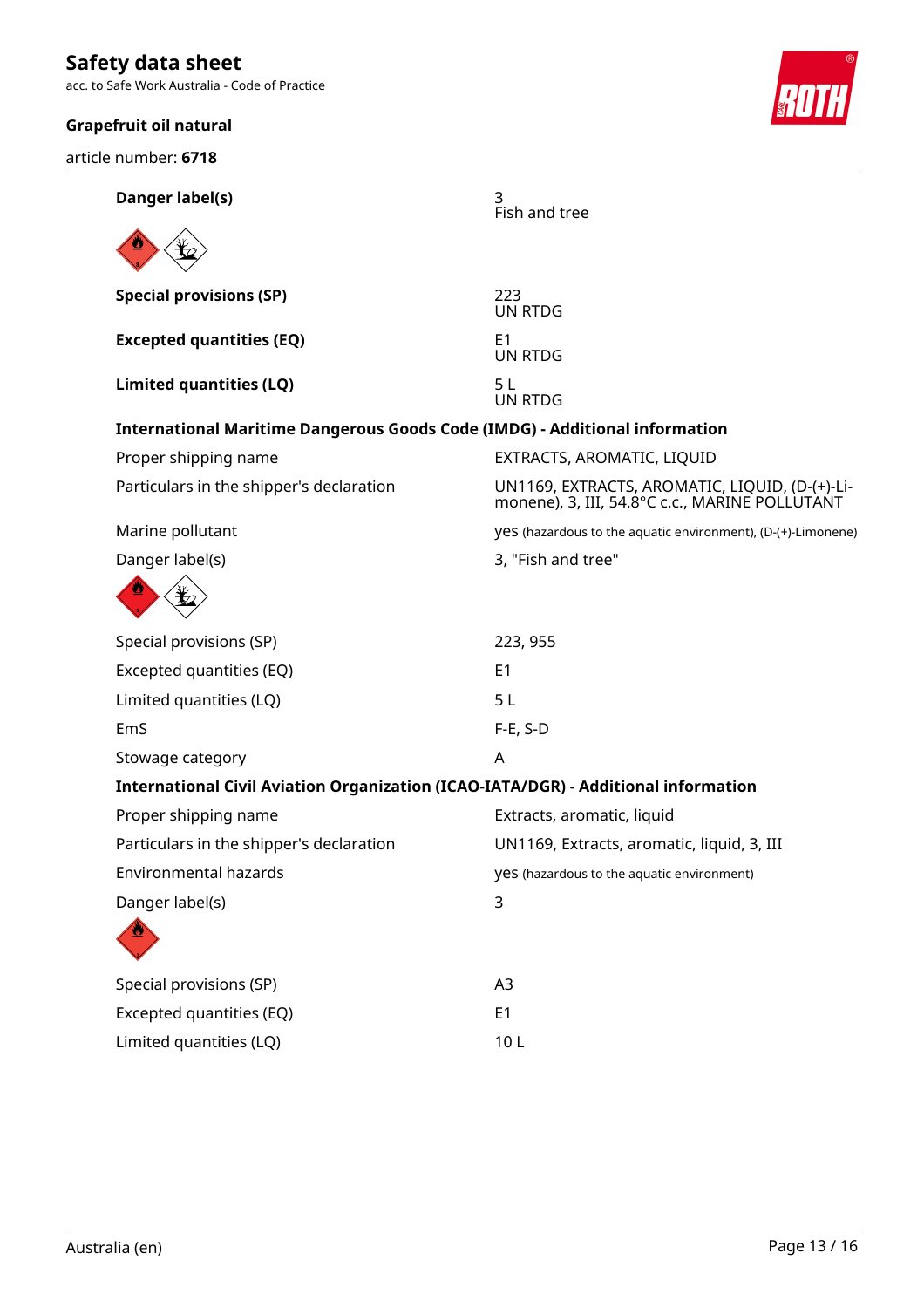| | |
|---|---|
| **Danger label(s)** | 3<br>Fish and tree |
| **Special provisions (SP)** | 223<br>UN RTDG |
| **Excepted quantities (EQ)** | E1<br>UN RTDG |
| **Limited quantities (LQ)** | 5 L<br>UN RTDG |

**International Maritime Dangerous Goods Code (IMDG) - Additional information**

| | |
|---|---|
| Proper shipping name | EXTRACTS, AROMATIC, LIQUID |
| Particulars in the shipper's declaration | UN1169, EXTRACTS, AROMATIC, LIQUID, (D-(+)-Limonene), 3, III, 54.8°C c.c., MARINE POLLUTANT |
| Marine pollutant | yes (hazardous to the aquatic environment), (D-(+)-Limonene) |
| Danger label(s) | 3, "Fish and tree" |
| Special provisions (SP) | 223, 955 |
| Excepted quantities (EQ) | E1 |
| Limited quantities (LQ) | 5 L |
| EmS | F-E, S-D |
| Stowage category | A |

**International Civil Aviation Organization (ICAO-IATA/DGR) - Additional information**

| | |
|---|---|
| Proper shipping name | Extracts, aromatic, liquid |
| Particulars in the shipper's declaration | UN1169, Extracts, aromatic, liquid, 3, III |
| Environmental hazards | yes (hazardous to the aquatic environment) |
| Danger label(s) | 3 |
| Special provisions (SP) | A3 |
| Excepted quantities (EQ) | E1 |
| Limited quantities (LQ) | 10 L |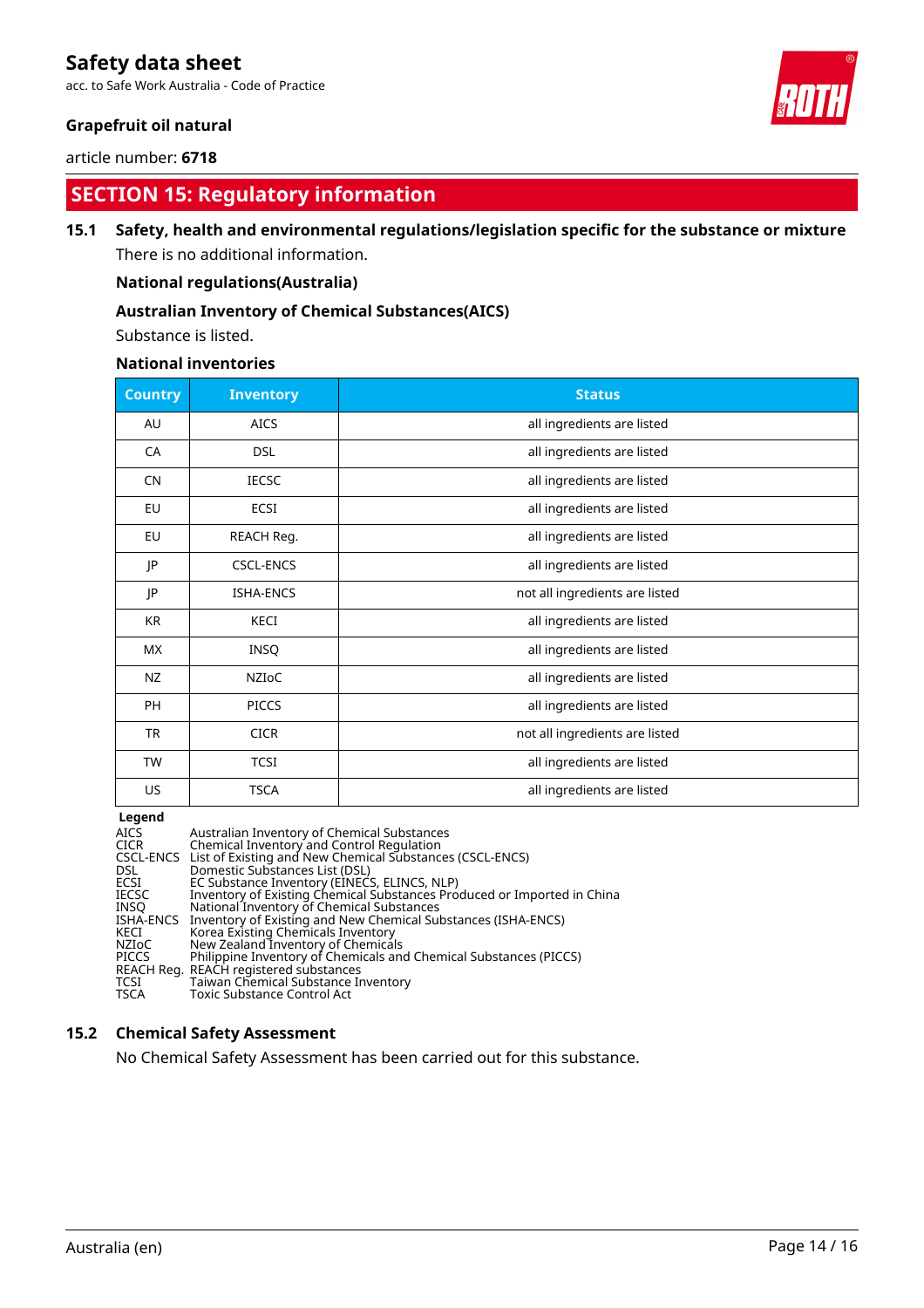# Safety data sheet

acc. to Safe Work Australia - Code of Practice

**Grapefruit oil natural**

article number: **6718**

## SECTION 15: Regulatory information

### 15.1 Safety, health and environmental regulations/legislation specific for the substance or mixture

There is no additional information.

**National regulations(Australia)**

**Australian Inventory of Chemical Substances(AICS)**

Substance is listed.

**National inventories**

| Country | Inventory | Status |
|---|---|---|
| AU | AICS | all ingredients are listed |
| CA | DSL | all ingredients are listed |
| CN | IECSC | all ingredients are listed |
| EU | ECSI | all ingredients are listed |
| EU | REACH Reg. | all ingredients are listed |
| JP | CSCL-ENCS | all ingredients are listed |
| JP | ISHA-ENCS | not all ingredients are listed |
| KR | KECI | all ingredients are listed |
| MX | INSQ | all ingredients are listed |
| NZ | NZIoC | all ingredients are listed |
| PH | PICCS | all ingredients are listed |
| TR | CICR | not all ingredients are listed |
| TW | TCSI | all ingredients are listed |
| US | TSCA | all ingredients are listed |

**Legend**

| | |
|---|---|
| AICS | Australian Inventory of Chemical Substances |
| CICR | Chemical Inventory and Control Regulation |
| CSCL-ENCS | List of Existing and New Chemical Substances (CSCL-ENCS) |
| DSL | Domestic Substances List (DSL) |
| ECSI | EC Substance Inventory (EINECS, ELINCS, NLP) |
| IECSC | Inventory of Existing Chemical Substances Produced or Imported in China |
| INSQ | National Inventory of Chemical Substances |
| ISHA-ENCS | Inventory of Existing and New Chemical Substances (ISHA-ENCS) |
| KECI | Korea Existing Chemicals Inventory |
| NZIoC | New Zealand Inventory of Chemicals |
| PICCS | Philippine Inventory of Chemicals and Chemical Substances (PICCS) |
| REACH Reg. | REACH registered substances |
| TCSI | Taiwan Chemical Substance Inventory |
| TSCA | Toxic Substance Control Act |

### 15.2 Chemical Safety Assessment

No Chemical Safety Assessment has been carried out for this substance.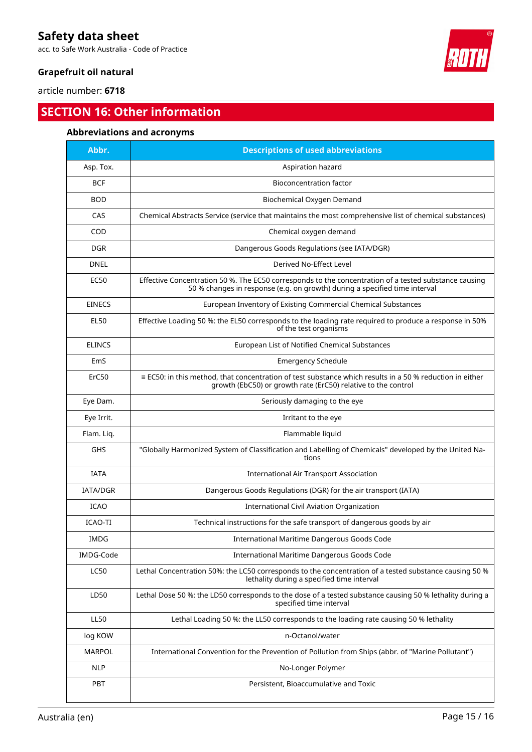## SECTION 16: Other information

### Abbreviations and acronyms

| Abbr. | Descriptions of used abbreviations |
|---|---|
| Asp. Tox. | Aspiration hazard |
| BCF | Bioconcentration factor |
| BOD | Biochemical Oxygen Demand |
| CAS | Chemical Abstracts Service (service that maintains the most comprehensive list of chemical substances) |
| COD | Chemical oxygen demand |
| DGR | Dangerous Goods Regulations (see IATA/DGR) |
| DNEL | Derived No-Effect Level |
| EC50 | Effective Concentration 50 %. The EC50 corresponds to the concentration of a tested substance causing 50 % changes in response (e.g. on growth) during a specified time interval |
| EINECS | European Inventory of Existing Commercial Chemical Substances |
| EL50 | Effective Loading 50 %: the EL50 corresponds to the loading rate required to produce a response in 50% of the test organisms |
| ELINCS | European List of Notified Chemical Substances |
| EmS | Emergency Schedule |
| ErC50 | ≡ EC50: in this method, that concentration of test substance which results in a 50 % reduction in either growth (EbC50) or growth rate (ErC50) relative to the control |
| Eye Dam. | Seriously damaging to the eye |
| Eye Irrit. | Irritant to the eye |
| Flam. Liq. | Flammable liquid |
| GHS | "Globally Harmonized System of Classification and Labelling of Chemicals" developed by the United Nations |
| IATA | International Air Transport Association |
| IATA/DGR | Dangerous Goods Regulations (DGR) for the air transport (IATA) |
| ICAO | International Civil Aviation Organization |
| ICAO-TI | Technical instructions for the safe transport of dangerous goods by air |
| IMDG | International Maritime Dangerous Goods Code |
| IMDG-Code | International Maritime Dangerous Goods Code |
| LC50 | Lethal Concentration 50%: the LC50 corresponds to the concentration of a tested substance causing 50 % lethality during a specified time interval |
| LD50 | Lethal Dose 50 %: the LD50 corresponds to the dose of a tested substance causing 50 % lethality during a specified time interval |
| LL50 | Lethal Loading 50 %: the LL50 corresponds to the loading rate causing 50 % lethality |
| log KOW | n-Octanol/water |
| MARPOL | International Convention for the Prevention of Pollution from Ships (abbr. of "Marine Pollutant") |
| NLP | No-Longer Polymer |
| PBT | Persistent, Bioaccumulative and Toxic |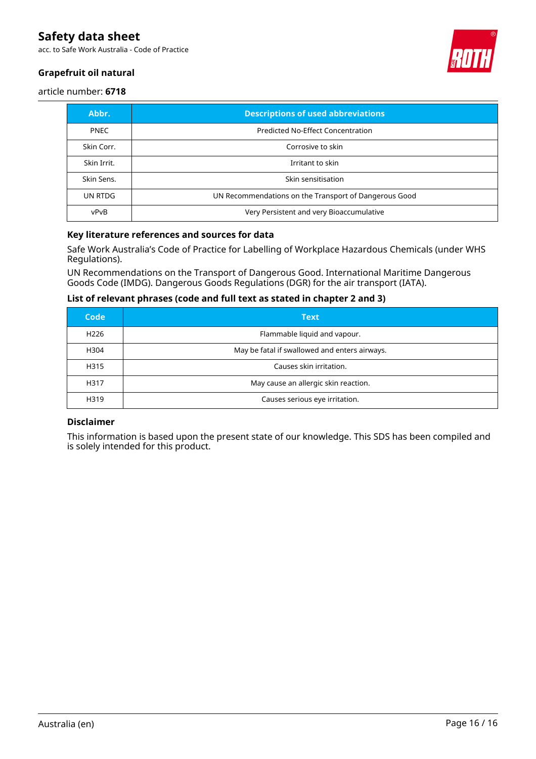| Abbr. | Descriptions of used abbreviations |
|---|---|
| PNEC | Predicted No-Effect Concentration |
| Skin Corr. | Corrosive to skin |
| Skin Irrit. | Irritant to skin |
| Skin Sens. | Skin sensitisation |
| UN RTDG | UN Recommendations on the Transport of Dangerous Good |
| vPvB | Very Persistent and very Bioaccumulative |

### Key literature references and sources for data

Safe Work Australia's Code of Practice for Labelling of Workplace Hazardous Chemicals (under WHS Regulations).

UN Recommendations on the Transport of Dangerous Good. International Maritime Dangerous Goods Code (IMDG). Dangerous Goods Regulations (DGR) for the air transport (IATA).

### List of relevant phrases (code and full text as stated in chapter 2 and 3)

| Code | Text |
|---|---|
| H226 | Flammable liquid and vapour. |
| H304 | May be fatal if swallowed and enters airways. |
| H315 | Causes skin irritation. |
| H317 | May cause an allergic skin reaction. |
| H319 | Causes serious eye irritation. |

### Disclaimer

This information is based upon the present state of our knowledge. This SDS has been compiled and is solely intended for this product.